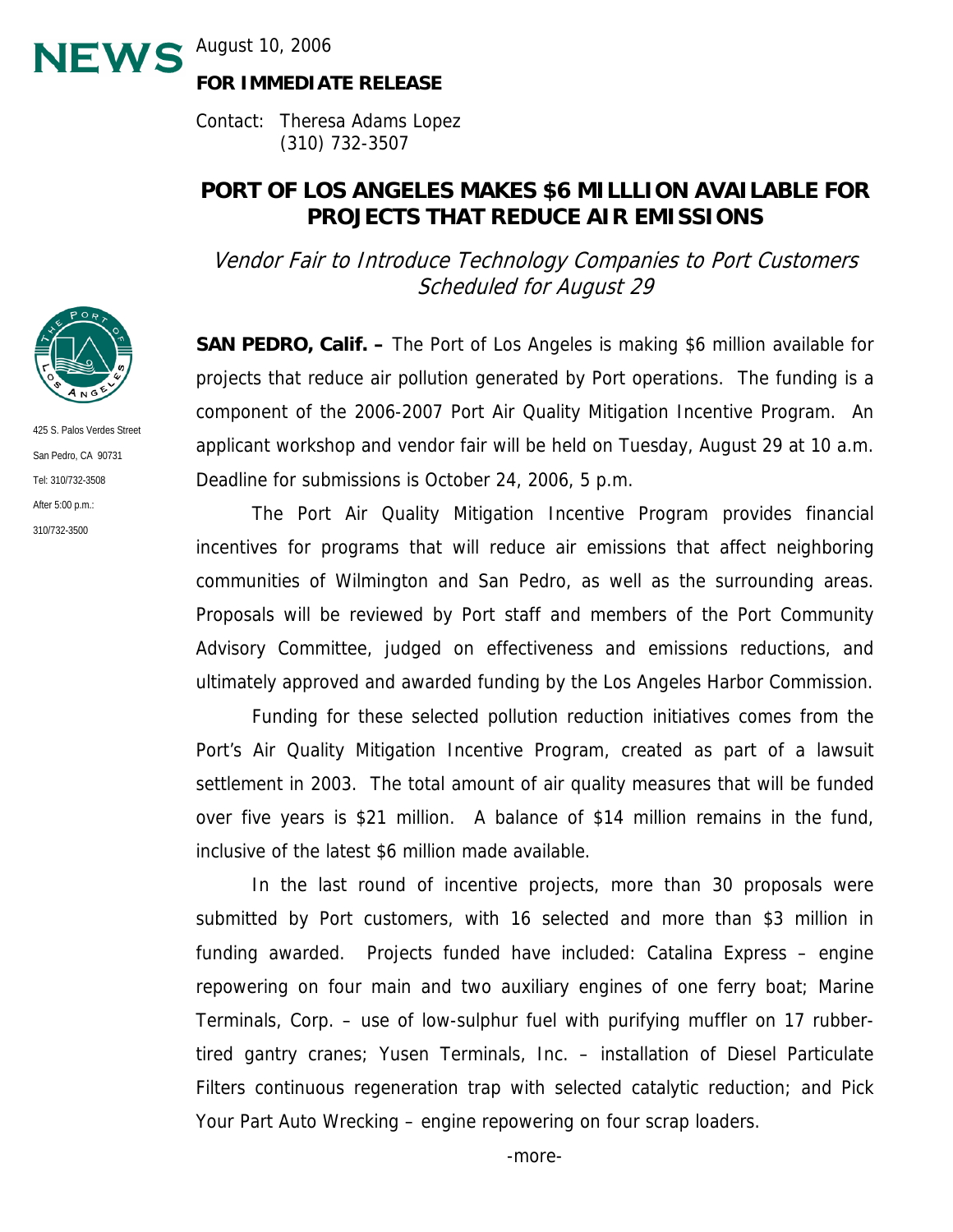NEWS August 10, 2006

**FOR IMMEDIATE RELEASE**

Contact: Theresa Adams Lopez
(310) 732-3507

# PORT OF LOS ANGELES MAKES $6 MILLLION AVAILABLE FOR PROJECTS THAT REDUCE AIR EMISSIONS

*Vendor Fair to Introduce Technology Companies to Port Customers Scheduled for August 29*

425 S. Palos Verdes Street
San Pedro, CA 90731
Tel: 310/732-3508
After 5:00 p.m.:
310/732-3500

**SAN PEDRO, Calif. –** The Port of Los Angeles is making $6 million available for projects that reduce air pollution generated by Port operations. The funding is a component of the 2006-2007 Port Air Quality Mitigation Incentive Program. An applicant workshop and vendor fair will be held on Tuesday, August 29 at 10 a.m. Deadline for submissions is October 24, 2006, 5 p.m.

The Port Air Quality Mitigation Incentive Program provides financial incentives for programs that will reduce air emissions that affect neighboring communities of Wilmington and San Pedro, as well as the surrounding areas. Proposals will be reviewed by Port staff and members of the Port Community Advisory Committee, judged on effectiveness and emissions reductions, and ultimately approved and awarded funding by the Los Angeles Harbor Commission.

Funding for these selected pollution reduction initiatives comes from the Port's Air Quality Mitigation Incentive Program, created as part of a lawsuit settlement in 2003. The total amount of air quality measures that will be funded over five years is $21 million. A balance of $14 million remains in the fund, inclusive of the latest $6 million made available.

In the last round of incentive projects, more than 30 proposals were submitted by Port customers, with 16 selected and more than $3 million in funding awarded. Projects funded have included: Catalina Express – engine repowering on four main and two auxiliary engines of one ferry boat; Marine Terminals, Corp. – use of low-sulphur fuel with purifying muffler on 17 rubber-tired gantry cranes; Yusen Terminals, Inc. – installation of Diesel Particulate Filters continuous regeneration trap with selected catalytic reduction; and Pick Your Part Auto Wrecking – engine repowering on four scrap loaders.

-more-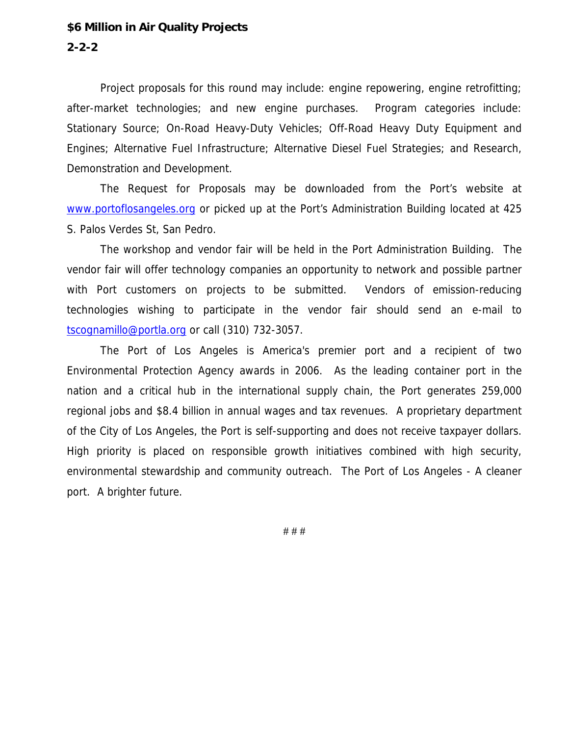Project proposals for this round may include: engine repowering, engine retrofitting; after-market technologies; and new engine purchases. Program categories include: Stationary Source; On-Road Heavy-Duty Vehicles; Off-Road Heavy Duty Equipment and Engines; Alternative Fuel Infrastructure; Alternative Diesel Fuel Strategies; and Research, Demonstration and Development.

The Request for Proposals may be downloaded from the Port's website at www.portoflosangeles.org or picked up at the Port's Administration Building located at 425 S. Palos Verdes St, San Pedro.

The workshop and vendor fair will be held in the Port Administration Building. The vendor fair will offer technology companies an opportunity to network and possible partner with Port customers on projects to be submitted. Vendors of emission-reducing technologies wishing to participate in the vendor fair should send an e-mail to tscognamillo@portla.org or call (310) 732-3057.

The Port of Los Angeles is America's premier port and a recipient of two Environmental Protection Agency awards in 2006. As the leading container port in the nation and a critical hub in the international supply chain, the Port generates 259,000 regional jobs and $8.4 billion in annual wages and tax revenues. A proprietary department of the City of Los Angeles, the Port is self-supporting and does not receive taxpayer dollars. High priority is placed on responsible growth initiatives combined with high security, environmental stewardship and community outreach. The Port of Los Angeles - A cleaner port. A brighter future.

# # #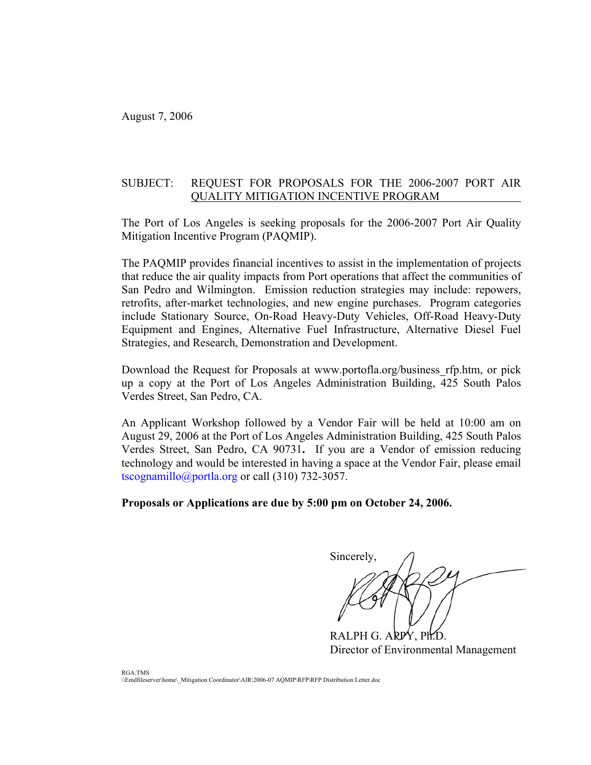August 7, 2006

SUBJECT: REQUEST FOR PROPOSALS FOR THE 2006-2007 PORT AIR QUALITY MITIGATION INCENTIVE PROGRAM

The Port of Los Angeles is seeking proposals for the 2006-2007 Port Air Quality Mitigation Incentive Program (PAQMIP).

The PAQMIP provides financial incentives to assist in the implementation of projects that reduce the air quality impacts from Port operations that affect the communities of San Pedro and Wilmington. Emission reduction strategies may include: repowers, retrofits, after-market technologies, and new engine purchases. Program categories include Stationary Source, On-Road Heavy-Duty Vehicles, Off-Road Heavy-Duty Equipment and Engines, Alternative Fuel Infrastructure, Alternative Diesel Fuel Strategies, and Research, Demonstration and Development.

Download the Request for Proposals at www.portofla.org/business_rfp.htm, or pick up a copy at the Port of Los Angeles Administration Building, 425 South Palos Verdes Street, San Pedro, CA.

An Applicant Workshop followed by a Vendor Fair will be held at 10:00 am on August 29, 2006 at the Port of Los Angeles Administration Building, 425 South Palos Verdes Street, San Pedro, CA 90731. If you are a Vendor of emission reducing technology and would be interested in having a space at the Vendor Fair, please email tscognamillo@portla.org or call (310) 732-3057.

**Proposals or Applications are due by 5:00 pm on October 24, 2006.**

Sincerely,

RALPH G. APPY, Ph.D.
Director of Environmental Management

RGA:TMS
\\Emdfileserver\home\_Mitigation Coordinator\AIR\2006-07 AQMIP\RFP\RFP Distribution Letter.doc